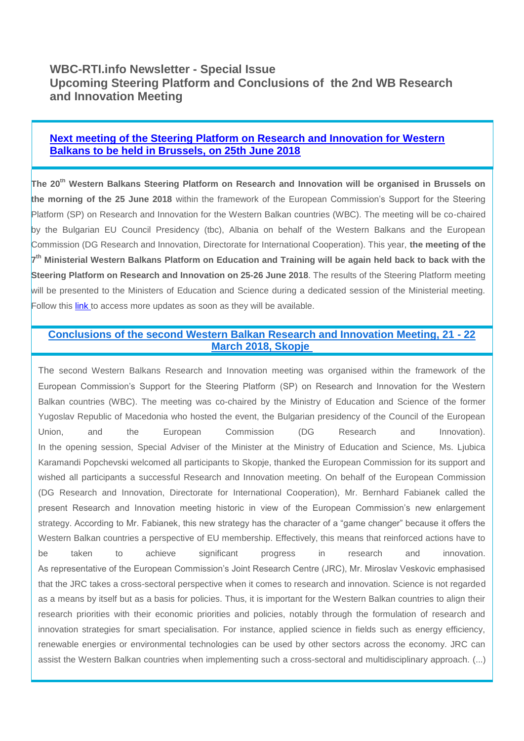# WBC-RTI.info Newsletter - Special Issue
# Upcoming Steering Platform and Conclusions of the 2nd WB Research and Innovation Meeting

## Next meeting of the Steering Platform on Research and Innovation for Western Balkans to be held in Brussels, on 25th June 2018

**The 20th Western Balkans Steering Platform on Research and Innovation will be organised in Brussels on the morning of the 25 June 2018** within the framework of the European Commission's Support for the Steering Platform (SP) on Research and Innovation for the Western Balkan countries (WBC). The meeting will be co-chaired by the Bulgarian EU Council Presidency (tbc), Albania on behalf of the Western Balkans and the European Commission (DG Research and Innovation, Directorate for International Cooperation). This year, **the meeting of the 7th Ministerial Western Balkans Platform on Education and Training will be again held back to back with the Steering Platform on Research and Innovation on 25-26 June 2018**. The results of the Steering Platform meeting will be presented to the Ministers of Education and Science during a dedicated session of the Ministerial meeting. Follow this link to access more updates as soon as they will be available.

## Conclusions of the second Western Balkan Research and Innovation Meeting, 21 - 22 March 2018, Skopje

The second Western Balkans Research and Innovation meeting was organised within the framework of the European Commission's Support for the Steering Platform (SP) on Research and Innovation for the Western Balkan countries (WBC). The meeting was co-chaired by the Ministry of Education and Science of the former Yugoslav Republic of Macedonia who hosted the event, the Bulgarian presidency of the Council of the European Union, and the European Commission (DG Research and Innovation).

In the opening session, Special Adviser of the Minister at the Ministry of Education and Science, Ms. Ljubica Karamandi Popchevski welcomed all participants to Skopje, thanked the European Commission for its support and wished all participants a successful Research and Innovation meeting. On behalf of the European Commission (DG Research and Innovation, Directorate for International Cooperation), Mr. Bernhard Fabianek called the present Research and Innovation meeting historic in view of the European Commission's new enlargement strategy. According to Mr. Fabianek, this new strategy has the character of a "game changer" because it offers the Western Balkan countries a perspective of EU membership. Effectively, this means that reinforced actions have to be taken to achieve significant progress in research and innovation.

As representative of the European Commission's Joint Research Centre (JRC), Mr. Miroslav Veskovic emphasised that the JRC takes a cross-sectoral perspective when it comes to research and innovation. Science is not regarded as a means by itself but as a basis for policies. Thus, it is important for the Western Balkan countries to align their research priorities with their economic priorities and policies, notably through the formulation of research and innovation strategies for smart specialisation. For instance, applied science in fields such as energy efficiency, renewable energies or environmental technologies can be used by other sectors across the economy. JRC can assist the Western Balkan countries when implementing such a cross-sectoral and multidisciplinary approach. (...)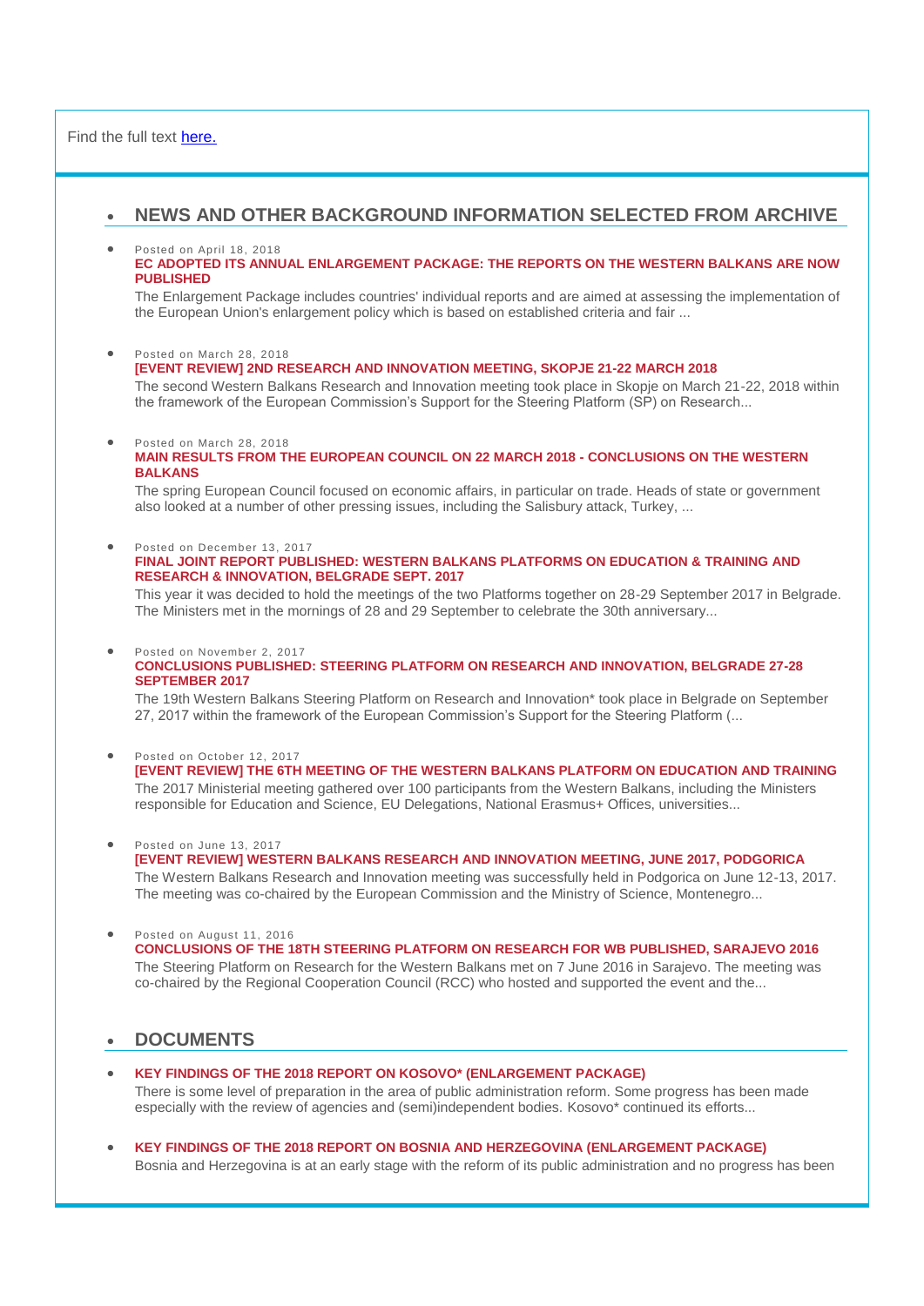Find the full text here.

## NEWS AND OTHER BACKGROUND INFORMATION SELECTED FROM ARCHIVE

- Posted on April 18, 2018
  **EC ADOPTED ITS ANNUAL ENLARGEMENT PACKAGE: THE REPORTS ON THE WESTERN BALKANS ARE NOW PUBLISHED**
  The Enlargement Package includes countries' individual reports and are aimed at assessing the implementation of the European Union's enlargement policy which is based on established criteria and fair ...

- Posted on March 28, 2018
  **[EVENT REVIEW] 2ND RESEARCH AND INNOVATION MEETING, SKOPJE 21-22 MARCH 2018**
  The second Western Balkans Research and Innovation meeting took place in Skopje on March 21-22, 2018 within the framework of the European Commission's Support for the Steering Platform (SP) on Research...

- Posted on March 28, 2018
  **MAIN RESULTS FROM THE EUROPEAN COUNCIL ON 22 MARCH 2018 - CONCLUSIONS ON THE WESTERN BALKANS**
  The spring European Council focused on economic affairs, in particular on trade. Heads of state or government also looked at a number of other pressing issues, including the Salisbury attack, Turkey, ...

- Posted on December 13, 2017
  **FINAL JOINT REPORT PUBLISHED: WESTERN BALKANS PLATFORMS ON EDUCATION & TRAINING AND RESEARCH & INNOVATION, BELGRADE SEPT. 2017**
  This year it was decided to hold the meetings of the two Platforms together on 28-29 September 2017 in Belgrade. The Ministers met in the mornings of 28 and 29 September to celebrate the 30th anniversary...

- Posted on November 2, 2017
  **CONCLUSIONS PUBLISHED: STEERING PLATFORM ON RESEARCH AND INNOVATION, BELGRADE 27-28 SEPTEMBER 2017**
  The 19th Western Balkans Steering Platform on Research and Innovation* took place in Belgrade on September 27, 2017 within the framework of the European Commission's Support for the Steering Platform (...

- Posted on October 12, 2017
  **[EVENT REVIEW] THE 6TH MEETING OF THE WESTERN BALKANS PLATFORM ON EDUCATION AND TRAINING**
  The 2017 Ministerial meeting gathered over 100 participants from the Western Balkans, including the Ministers responsible for Education and Science, EU Delegations, National Erasmus+ Offices, universities...

- Posted on June 13, 2017
  **[EVENT REVIEW] WESTERN BALKANS RESEARCH AND INNOVATION MEETING, JUNE 2017, PODGORICA**
  The Western Balkans Research and Innovation meeting was successfully held in Podgorica on June 12-13, 2017. The meeting was co-chaired by the European Commission and the Ministry of Science, Montenegro...

- Posted on August 11, 2016
  **CONCLUSIONS OF THE 18TH STEERING PLATFORM ON RESEARCH FOR WB PUBLISHED, SARAJEVO 2016**
  The Steering Platform on Research for the Western Balkans met on 7 June 2016 in Sarajevo. The meeting was co-chaired by the Regional Cooperation Council (RCC) who hosted and supported the event and the...

## DOCUMENTS

- **KEY FINDINGS OF THE 2018 REPORT ON KOSOVO* (ENLARGEMENT PACKAGE)**
  There is some level of preparation in the area of public administration reform. Some progress has been made especially with the review of agencies and (semi)independent bodies. Kosovo* continued its efforts...

- **KEY FINDINGS OF THE 2018 REPORT ON BOSNIA AND HERZEGOVINA (ENLARGEMENT PACKAGE)**
  Bosnia and Herzegovina is at an early stage with the reform of its public administration and no progress has been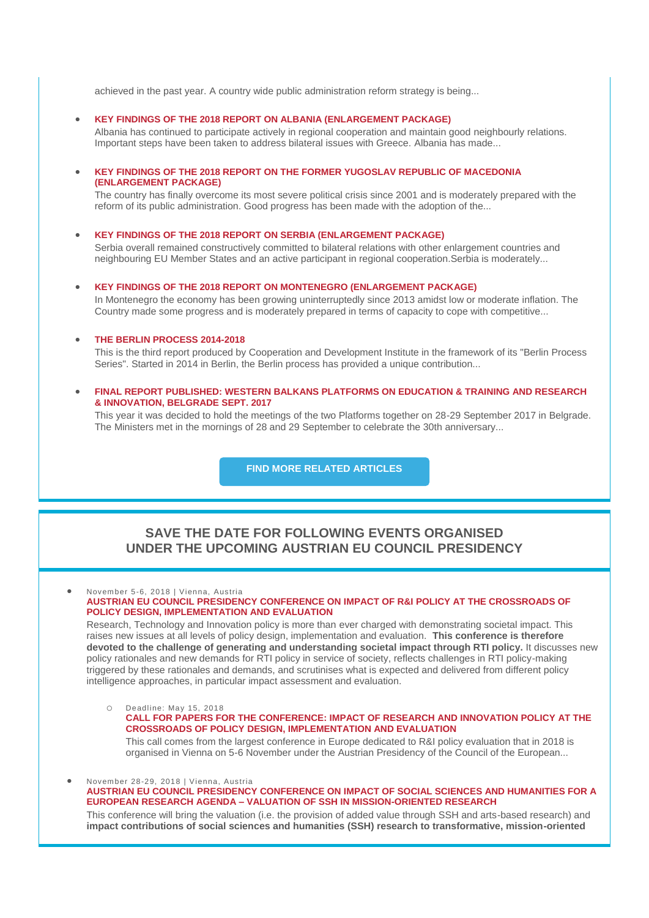achieved in the past year. A country wide public administration reform strategy is being...

- **KEY FINDINGS OF THE 2018 REPORT ON ALBANIA (ENLARGEMENT PACKAGE)**
  Albania has continued to participate actively in regional cooperation and maintain good neighbourly relations. Important steps have been taken to address bilateral issues with Greece. Albania has made...

- **KEY FINDINGS OF THE 2018 REPORT ON THE FORMER YUGOSLAV REPUBLIC OF MACEDONIA (ENLARGEMENT PACKAGE)**
  The country has finally overcome its most severe political crisis since 2001 and is moderately prepared with the reform of its public administration. Good progress has been made with the adoption of the...

- **KEY FINDINGS OF THE 2018 REPORT ON SERBIA (ENLARGEMENT PACKAGE)**
  Serbia overall remained constructively committed to bilateral relations with other enlargement countries and neighbouring EU Member States and an active participant in regional cooperation.Serbia is moderately...

- **KEY FINDINGS OF THE 2018 REPORT ON MONTENEGRO (ENLARGEMENT PACKAGE)**
  In Montenegro the economy has been growing uninterruptedly since 2013 amidst low or moderate inflation. The Country made some progress and is moderately prepared in terms of capacity to cope with competitive...

- **THE BERLIN PROCESS 2014-2018**
  This is the third report produced by Cooperation and Development Institute in the framework of its "Berlin Process Series". Started in 2014 in Berlin, the Berlin process has provided a unique contribution...

- **FINAL REPORT PUBLISHED: WESTERN BALKANS PLATFORMS ON EDUCATION & TRAINING AND RESEARCH & INNOVATION, BELGRADE SEPT. 2017**
  This year it was decided to hold the meetings of the two Platforms together on 28-29 September 2017 in Belgrade. The Ministers met in the mornings of 28 and 29 September to celebrate the 30th anniversary...

**FIND MORE RELATED ARTICLES**

## SAVE THE DATE FOR FOLLOWING EVENTS ORGANISED UNDER THE UPCOMING AUSTRIAN EU COUNCIL PRESIDENCY

- November 5-6, 2018 | Vienna, Austria
  **AUSTRIAN EU COUNCIL PRESIDENCY CONFERENCE ON IMPACT OF R&I POLICY AT THE CROSSROADS OF POLICY DESIGN, IMPLEMENTATION AND EVALUATION**
  Research, Technology and Innovation policy is more than ever charged with demonstrating societal impact. This raises new issues at all levels of policy design, implementation and evaluation. **This conference is therefore devoted to the challenge of generating and understanding societal impact through RTI policy.** It discusses new policy rationales and new demands for RTI policy in service of society, reflects challenges in RTI policy-making triggered by these rationales and demands, and scrutinises what is expected and delivered from different policy intelligence approaches, in particular impact assessment and evaluation.

  - Deadline: May 15, 2018
    **CALL FOR PAPERS FOR THE CONFERENCE: IMPACT OF RESEARCH AND INNOVATION POLICY AT THE CROSSROADS OF POLICY DESIGN, IMPLEMENTATION AND EVALUATION**
    This call comes from the largest conference in Europe dedicated to R&I policy evaluation that in 2018 is organised in Vienna on 5-6 November under the Austrian Presidency of the Council of the European...

- November 28-29, 2018 | Vienna, Austria
  **AUSTRIAN EU COUNCIL PRESIDENCY CONFERENCE ON IMPACT OF SOCIAL SCIENCES AND HUMANITIES FOR A EUROPEAN RESEARCH AGENDA – VALUATION OF SSH IN MISSION-ORIENTED RESEARCH**
  This conference will bring the valuation (i.e. the provision of added value through SSH and arts-based research) and **impact contributions of social sciences and humanities (SSH) research to transformative, mission-oriented**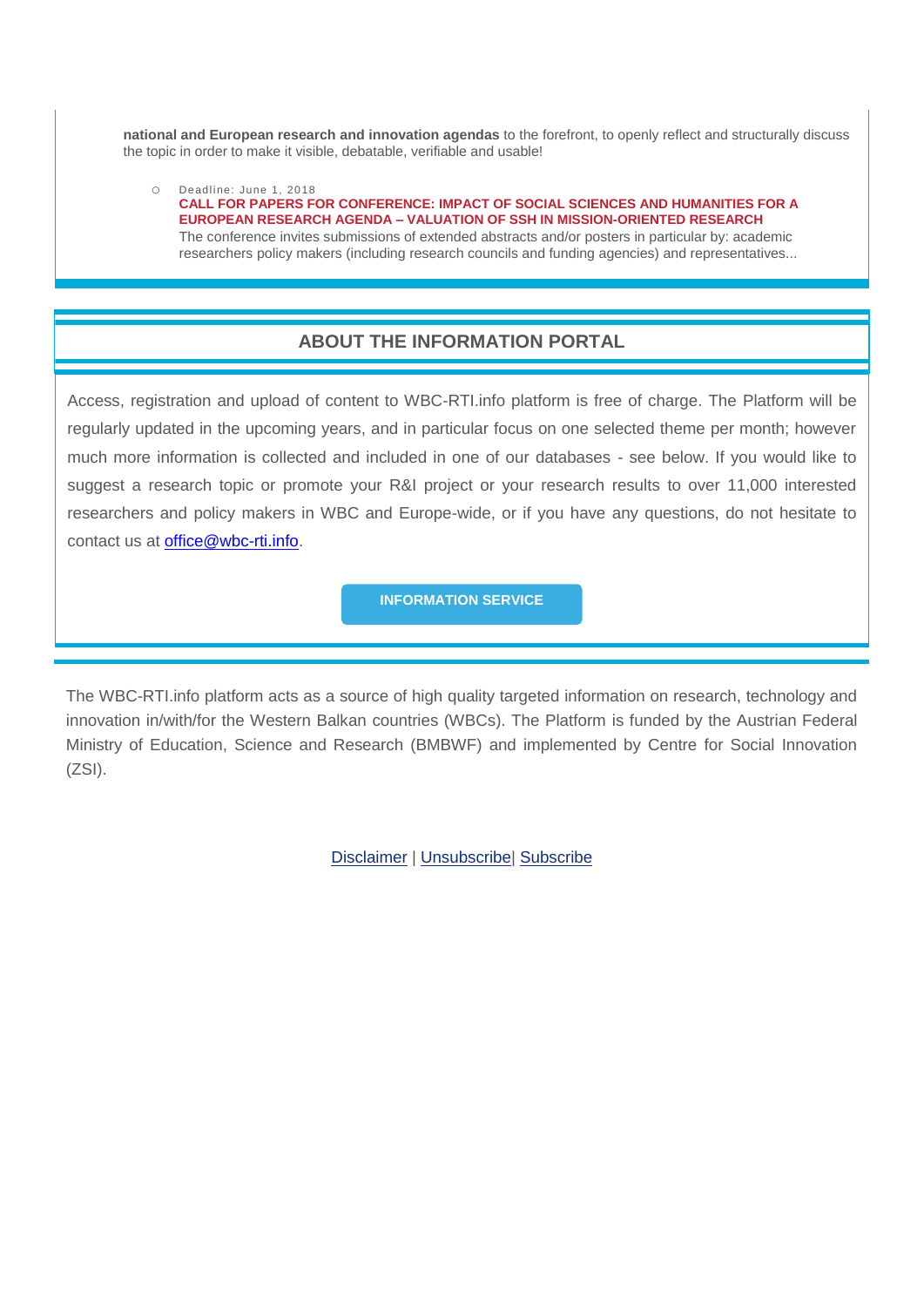**national and European research and innovation agendas** to the forefront, to openly reflect and structurally discuss the topic in order to make it visible, debatable, verifiable and usable!

- Deadline: June 1, 2018
  **CALL FOR PAPERS FOR CONFERENCE: IMPACT OF SOCIAL SCIENCES AND HUMANITIES FOR A EUROPEAN RESEARCH AGENDA – VALUATION OF SSH IN MISSION-ORIENTED RESEARCH**
  The conference invites submissions of extended abstracts and/or posters in particular by: academic researchers policy makers (including research councils and funding agencies) and representatives...

## ABOUT THE INFORMATION PORTAL

Access, registration and upload of content to WBC-RTI.info platform is free of charge. The Platform will be regularly updated in the upcoming years, and in particular focus on one selected theme per month; however much more information is collected and included in one of our databases - see below. If you would like to suggest a research topic or promote your R&I project or your research results to over 11,000 interested researchers and policy makers in WBC and Europe-wide, or if you have any questions, do not hesitate to contact us at office@wbc-rti.info.

**INFORMATION SERVICE**

The WBC-RTI.info platform acts as a source of high quality targeted information on research, technology and innovation in/with/for the Western Balkan countries (WBCs). The Platform is funded by the Austrian Federal Ministry of Education, Science and Research (BMBWF) and implemented by Centre for Social Innovation (ZSI).

Disclaimer | Unsubscribe| Subscribe